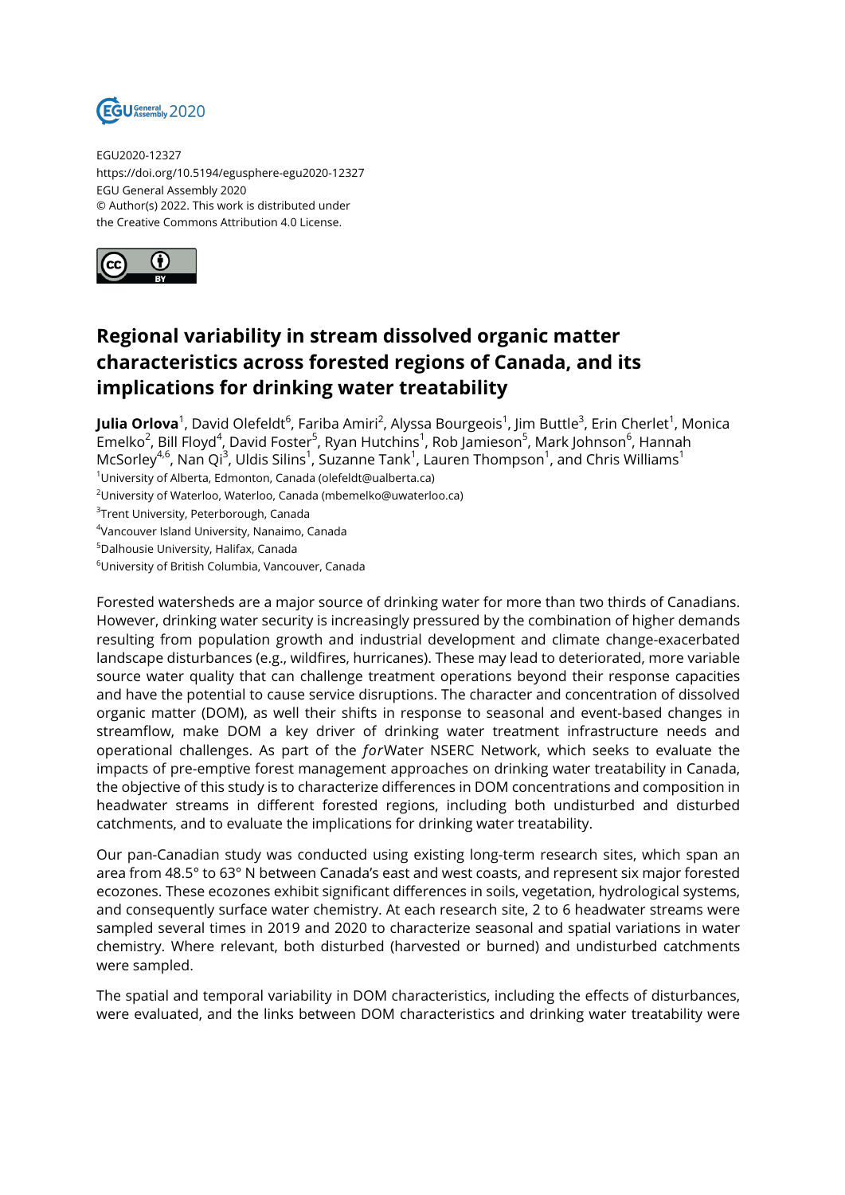EGU2020-12327
https://doi.org/10.5194/egusphere-egu2020-12327
EGU General Assembly 2020
© Author(s) 2022. This work is distributed under
the Creative Commons Attribution 4.0 License.

# Regional variability in stream dissolved organic matter characteristics across forested regions of Canada, and its implications for drinking water treatability

**Julia Orlova**[1], David Olefeldt[6], Fariba Amiri[2], Alyssa Bourgeois[1], Jim Buttle[3], Erin Cherlet[1], Monica Emelko[2], Bill Floyd[4], David Foster[5], Ryan Hutchins[1], Rob Jamieson[5], Mark Johnson[6], Hannah McSorley[4,6], Nan Qi[3], Uldis Silins[1], Suzanne Tank[1], Lauren Thompson[1], and Chris Williams[1]

[1]University of Alberta, Edmonton, Canada (olefeldt@ualberta.ca)
[2]University of Waterloo, Waterloo, Canada (mbemelko@uwaterloo.ca)
[3]Trent University, Peterborough, Canada
[4]Vancouver Island University, Nanaimo, Canada
[5]Dalhousie University, Halifax, Canada
[6]University of British Columbia, Vancouver, Canada

Forested watersheds are a major source of drinking water for more than two thirds of Canadians. However, drinking water security is increasingly pressured by the combination of higher demands resulting from population growth and industrial development and climate change-exacerbated landscape disturbances (e.g., wildfires, hurricanes). These may lead to deteriorated, more variable source water quality that can challenge treatment operations beyond their response capacities and have the potential to cause service disruptions. The character and concentration of dissolved organic matter (DOM), as well their shifts in response to seasonal and event-based changes in streamflow, make DOM a key driver of drinking water treatment infrastructure needs and operational challenges. As part of the *for*Water NSERC Network, which seeks to evaluate the impacts of pre-emptive forest management approaches on drinking water treatability in Canada, the objective of this study is to characterize differences in DOM concentrations and composition in headwater streams in different forested regions, including both undisturbed and disturbed catchments, and to evaluate the implications for drinking water treatability.

Our pan-Canadian study was conducted using existing long-term research sites, which span an area from 48.5° to 63° N between Canada's east and west coasts, and represent six major forested ecozones. These ecozones exhibit significant differences in soils, vegetation, hydrological systems, and consequently surface water chemistry. At each research site, 2 to 6 headwater streams were sampled several times in 2019 and 2020 to characterize seasonal and spatial variations in water chemistry. Where relevant, both disturbed (harvested or burned) and undisturbed catchments were sampled.

The spatial and temporal variability in DOM characteristics, including the effects of disturbances, were evaluated, and the links between DOM characteristics and drinking water treatability were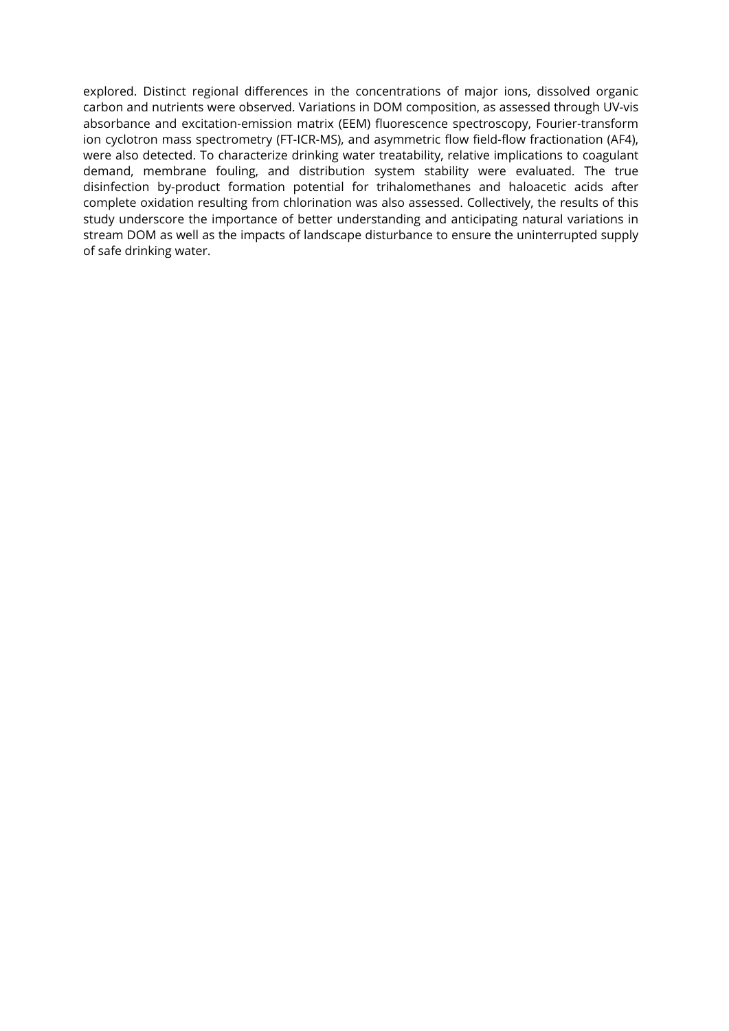explored. Distinct regional differences in the concentrations of major ions, dissolved organic carbon and nutrients were observed. Variations in DOM composition, as assessed through UV-vis absorbance and excitation-emission matrix (EEM) fluorescence spectroscopy, Fourier-transform ion cyclotron mass spectrometry (FT-ICR-MS), and asymmetric flow field-flow fractionation (AF4), were also detected. To characterize drinking water treatability, relative implications to coagulant demand, membrane fouling, and distribution system stability were evaluated. The true disinfection by-product formation potential for trihalomethanes and haloacetic acids after complete oxidation resulting from chlorination was also assessed. Collectively, the results of this study underscore the importance of better understanding and anticipating natural variations in stream DOM as well as the impacts of landscape disturbance to ensure the uninterrupted supply of safe drinking water.